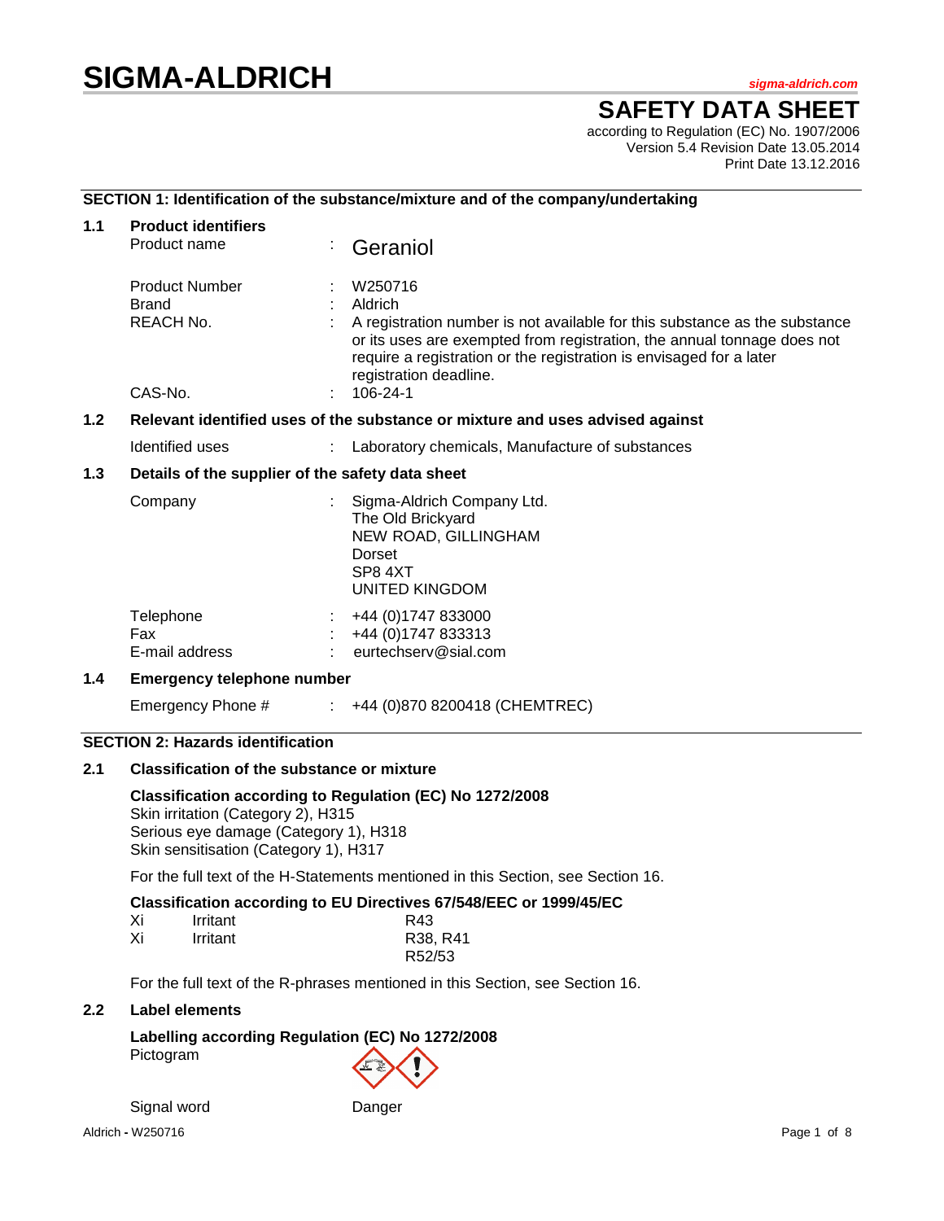# SIGMA-ALDRICH

sigma-aldrich.com

## SAFETY DATA SHEET

according to Regulation (EC) No. 1907/2006
Version 5.4 Revision Date 13.05.2014
Print Date 13.12.2016

### SECTION 1: Identification of the substance/mixture and of the company/undertaking

**1.1 Product identifiers**

Product name : Geraniol

Product Number : W250716
Brand : Aldrich
REACH No. : A registration number is not available for this substance as the substance or its uses are exempted from registration, the annual tonnage does not require a registration or the registration is envisaged for a later registration deadline.
CAS-No. : 106-24-1

**1.2 Relevant identified uses of the substance or mixture and uses advised against**

Identified uses : Laboratory chemicals, Manufacture of substances

**1.3 Details of the supplier of the safety data sheet**

Company : Sigma-Aldrich Company Ltd.
The Old Brickyard
NEW ROAD, GILLINGHAM
Dorset
SP8 4XT
UNITED KINGDOM

Telephone : +44 (0)1747 833000
Fax : +44 (0)1747 833313
E-mail address : eurtechserv@sial.com

**1.4 Emergency telephone number**

Emergency Phone # : +44 (0)870 8200418 (CHEMTREC)

### SECTION 2: Hazards identification

**2.1 Classification of the substance or mixture**

**Classification according to Regulation (EC) No 1272/2008**
Skin irritation (Category 2), H315
Serious eye damage (Category 1), H318
Skin sensitisation (Category 1), H317

For the full text of the H-Statements mentioned in this Section, see Section 16.

**Classification according to EU Directives 67/548/EEC or 1999/45/EC**

| | | |
|---|---|---|
| Xi | Irritant | R43 |
| Xi | Irritant | R38, R41 |
| | | R52/53 |

For the full text of the R-phrases mentioned in this Section, see Section 16.

**2.2 Label elements**

**Labelling according Regulation (EC) No 1272/2008**
Pictogram

Signal word Danger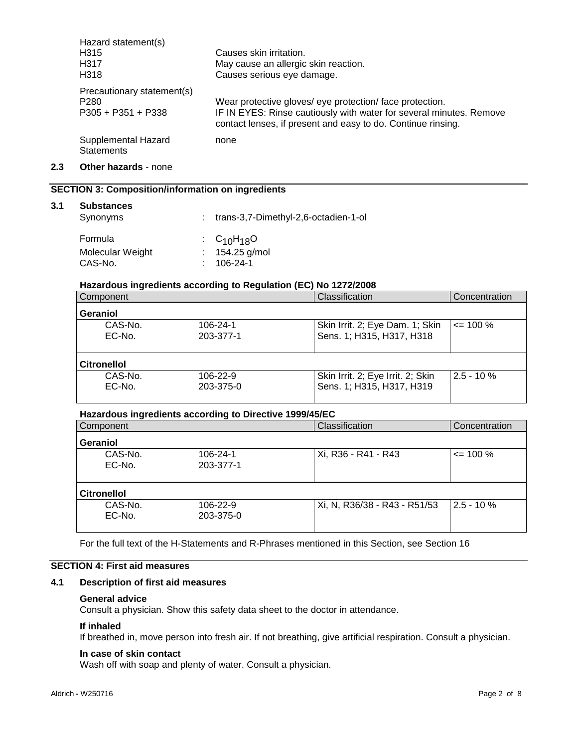Hazard statement(s)

| | |
|---|---|
| H315 | Causes skin irritation. |
| H317 | May cause an allergic skin reaction. |
| H318 | Causes serious eye damage. |

Precautionary statement(s)

| | |
|---|---|
| P280 | Wear protective gloves/ eye protection/ face protection. |
| P305 + P351 + P338 | IF IN EYES: Rinse cautiously with water for several minutes. Remove contact lenses, if present and easy to do. Continue rinsing. |

Supplemental Hazard Statements: none

## 2.3 Other hazards - none

## SECTION 3: Composition/information on ingredients

### 3.1 Substances

| | | |
|---|---|---|
| Synonyms | : | trans-3,7-Dimethyl-2,6-octadien-1-ol |
| Formula | : | $C_{10}H_{18}O$ |
| Molecular Weight | : | 154.25 g/mol |
| CAS-No. | : | 106-24-1 |

**Hazardous ingredients according to Regulation (EC) No 1272/2008**

| Component | | Classification | Concentration |
|---|---|---|---|
| **Geraniol** | | | |
| CAS-No. EC-No. | 106-24-1 203-377-1 | Skin Irrit. 2; Eye Dam. 1; Skin Sens. 1; H315, H317, H318 | <= 100 % |
| **Citronellol** | | | |
| CAS-No. EC-No. | 106-22-9 203-375-0 | Skin Irrit. 2; Eye Irrit. 2; Skin Sens. 1; H315, H317, H319 | 2.5 - 10 % |

**Hazardous ingredients according to Directive 1999/45/EC**

| Component | | Classification | Concentration |
|---|---|---|---|
| **Geraniol** | | | |
| CAS-No. EC-No. | 106-24-1 203-377-1 | Xi, R36 - R41 - R43 | <= 100 % |
| **Citronellol** | | | |
| CAS-No. EC-No. | 106-22-9 203-375-0 | Xi, N, R36/38 - R43 - R51/53 | 2.5 - 10 % |

For the full text of the H-Statements and R-Phrases mentioned in this Section, see Section 16

## SECTION 4: First aid measures

### 4.1 Description of first aid measures

**General advice**
Consult a physician. Show this safety data sheet to the doctor in attendance.

**If inhaled**
If breathed in, move person into fresh air. If not breathing, give artificial respiration. Consult a physician.

**In case of skin contact**
Wash off with soap and plenty of water. Consult a physician.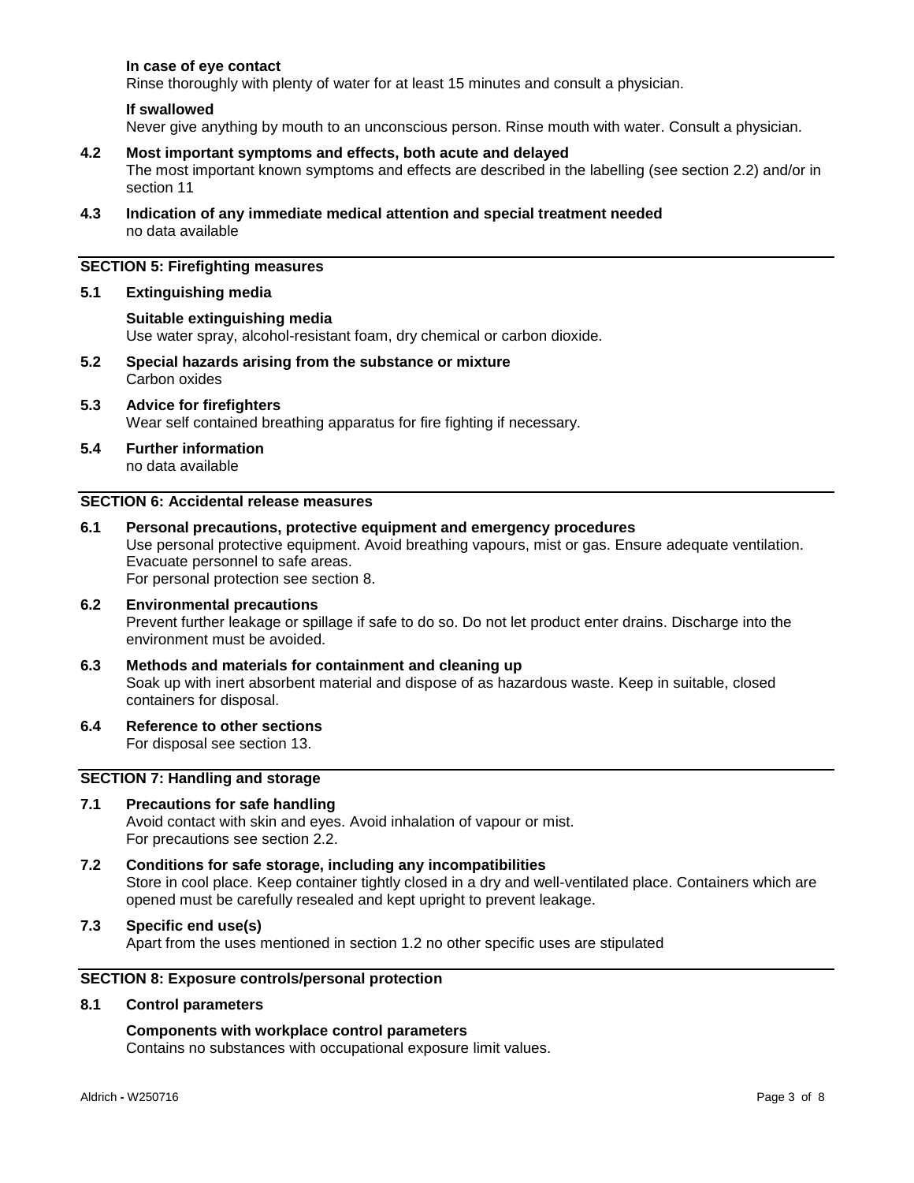**In case of eye contact**

Rinse thoroughly with plenty of water for at least 15 minutes and consult a physician.

**If swallowed**

Never give anything by mouth to an unconscious person. Rinse mouth with water. Consult a physician.

### 4.2 Most important symptoms and effects, both acute and delayed

The most important known symptoms and effects are described in the labelling (see section 2.2) and/or in section 11

### 4.3 Indication of any immediate medical attention and special treatment needed

no data available

## SECTION 5: Firefighting measures

### 5.1 Extinguishing media

**Suitable extinguishing media**

Use water spray, alcohol-resistant foam, dry chemical or carbon dioxide.

### 5.2 Special hazards arising from the substance or mixture

Carbon oxides

### 5.3 Advice for firefighters

Wear self contained breathing apparatus for fire fighting if necessary.

### 5.4 Further information

no data available

## SECTION 6: Accidental release measures

### 6.1 Personal precautions, protective equipment and emergency procedures

Use personal protective equipment. Avoid breathing vapours, mist or gas. Ensure adequate ventilation. Evacuate personnel to safe areas.
For personal protection see section 8.

### 6.2 Environmental precautions

Prevent further leakage or spillage if safe to do so. Do not let product enter drains. Discharge into the environment must be avoided.

### 6.3 Methods and materials for containment and cleaning up

Soak up with inert absorbent material and dispose of as hazardous waste. Keep in suitable, closed containers for disposal.

### 6.4 Reference to other sections

For disposal see section 13.

## SECTION 7: Handling and storage

### 7.1 Precautions for safe handling

Avoid contact with skin and eyes. Avoid inhalation of vapour or mist.
For precautions see section 2.2.

### 7.2 Conditions for safe storage, including any incompatibilities

Store in cool place. Keep container tightly closed in a dry and well-ventilated place. Containers which are opened must be carefully resealed and kept upright to prevent leakage.

### 7.3 Specific end use(s)

Apart from the uses mentioned in section 1.2 no other specific uses are stipulated

## SECTION 8: Exposure controls/personal protection

### 8.1 Control parameters

**Components with workplace control parameters**

Contains no substances with occupational exposure limit values.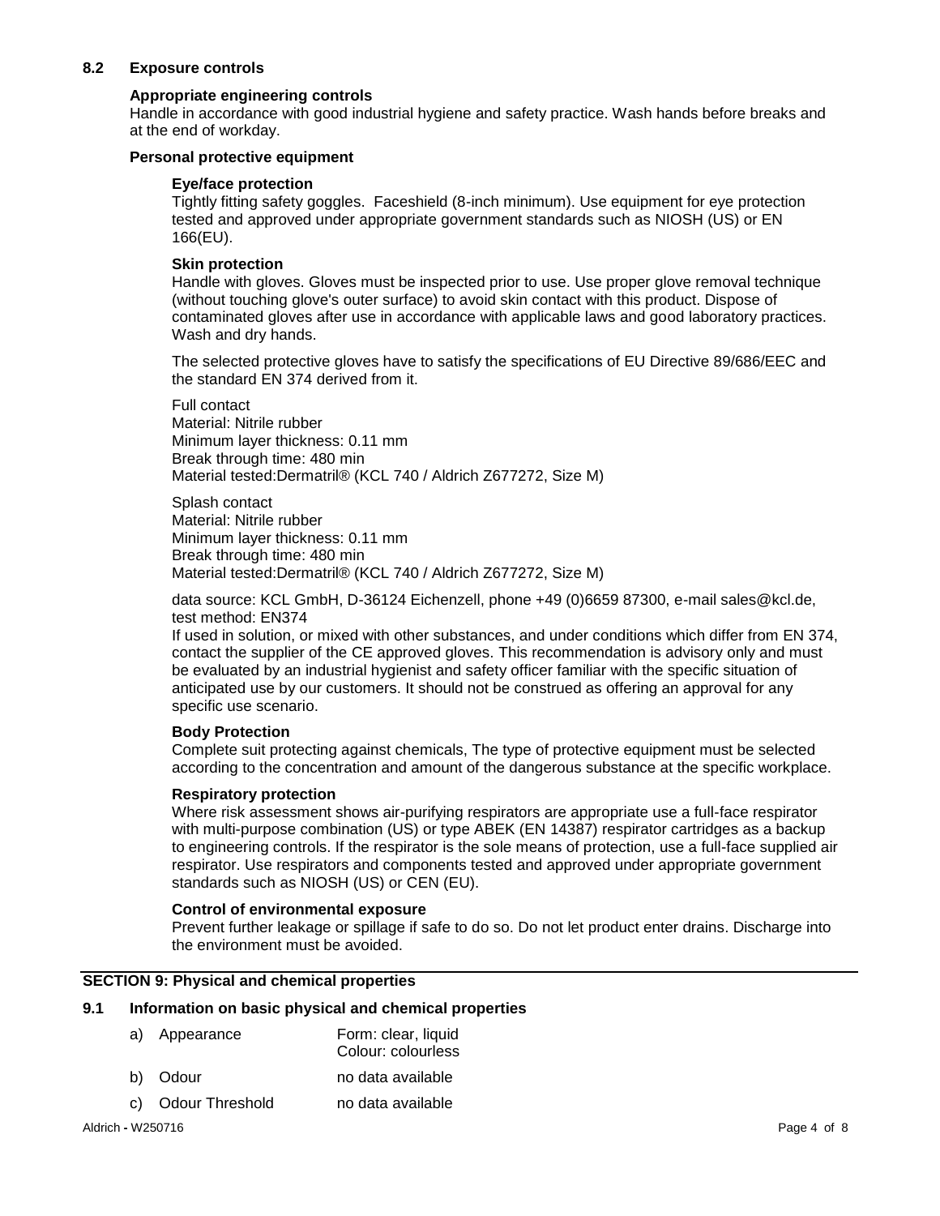### 8.2 Exposure controls

#### Appropriate engineering controls

Handle in accordance with good industrial hygiene and safety practice. Wash hands before breaks and at the end of workday.

#### Personal protective equipment

**Eye/face protection**

Tightly fitting safety goggles. Faceshield (8-inch minimum). Use equipment for eye protection tested and approved under appropriate government standards such as NIOSH (US) or EN 166(EU).

**Skin protection**

Handle with gloves. Gloves must be inspected prior to use. Use proper glove removal technique (without touching glove's outer surface) to avoid skin contact with this product. Dispose of contaminated gloves after use in accordance with applicable laws and good laboratory practices. Wash and dry hands.

The selected protective gloves have to satisfy the specifications of EU Directive 89/686/EEC and the standard EN 374 derived from it.

Full contact
Material: Nitrile rubber
Minimum layer thickness: 0.11 mm
Break through time: 480 min
Material tested:Dermatril® (KCL 740 / Aldrich Z677272, Size M)

Splash contact
Material: Nitrile rubber
Minimum layer thickness: 0.11 mm
Break through time: 480 min
Material tested:Dermatril® (KCL 740 / Aldrich Z677272, Size M)

data source: KCL GmbH, D-36124 Eichenzell, phone +49 (0)6659 87300, e-mail sales@kcl.de, test method: EN374
If used in solution, or mixed with other substances, and under conditions which differ from EN 374, contact the supplier of the CE approved gloves. This recommendation is advisory only and must be evaluated by an industrial hygienist and safety officer familiar with the specific situation of anticipated use by our customers. It should not be construed as offering an approval for any specific use scenario.

**Body Protection**

Complete suit protecting against chemicals, The type of protective equipment must be selected according to the concentration and amount of the dangerous substance at the specific workplace.

**Respiratory protection**

Where risk assessment shows air-purifying respirators are appropriate use a full-face respirator with multi-purpose combination (US) or type ABEK (EN 14387) respirator cartridges as a backup to engineering controls. If the respirator is the sole means of protection, use a full-face supplied air respirator. Use respirators and components tested and approved under appropriate government standards such as NIOSH (US) or CEN (EU).

**Control of environmental exposure**

Prevent further leakage or spillage if safe to do so. Do not let product enter drains. Discharge into the environment must be avoided.

## SECTION 9: Physical and chemical properties

### 9.1 Information on basic physical and chemical properties

| | |
|---|---|
| a) Appearance | Form: clear, liquid<br>Colour: colourless |
| b) Odour | no data available |
| c) Odour Threshold | no data available |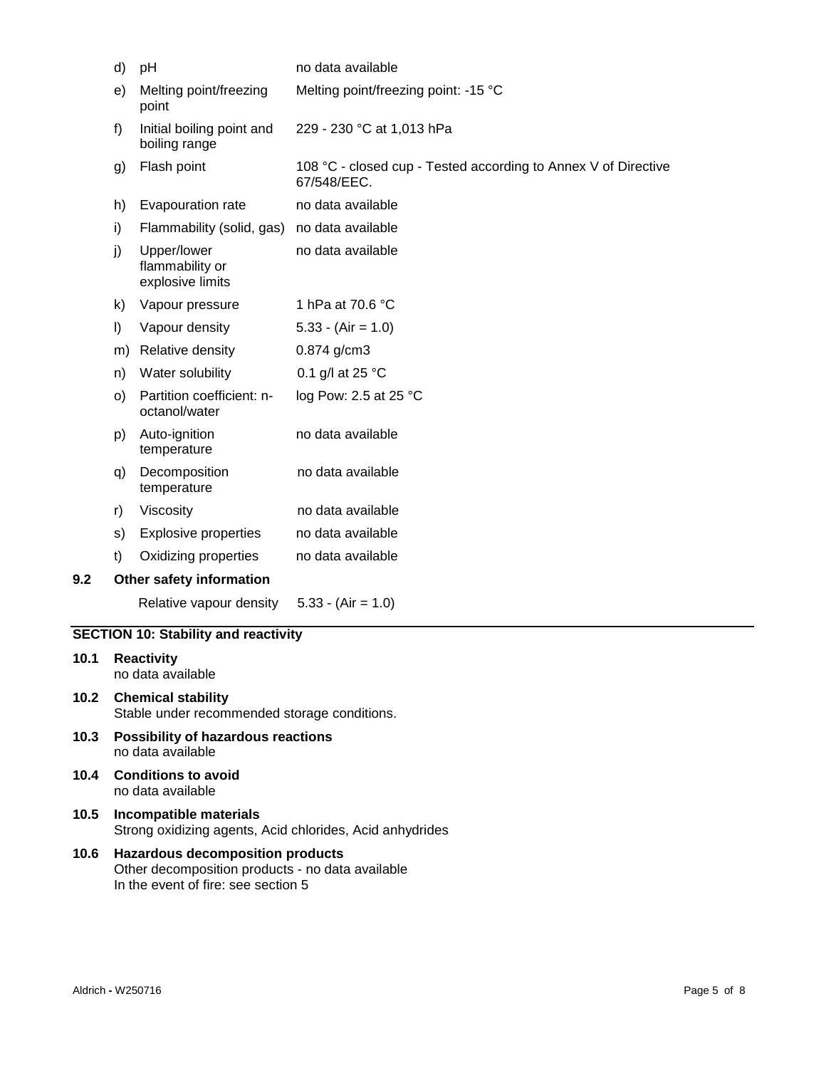| | | |
|---|---|---|
| d) | pH | no data available |
| e) | Melting point/freezing point | Melting point/freezing point: -15 °C |
| f) | Initial boiling point and boiling range | 229 - 230 °C at 1,013 hPa |
| g) | Flash point | 108 °C - closed cup - Tested according to Annex V of Directive 67/548/EEC. |
| h) | Evapouration rate | no data available |
| i) | Flammability (solid, gas) | no data available |
| j) | Upper/lower flammability or explosive limits | no data available |
| k) | Vapour pressure | 1 hPa at 70.6 °C |
| l) | Vapour density | 5.33 - (Air = 1.0) |
| m) | Relative density | 0.874 g/cm3 |
| n) | Water solubility | 0.1 g/l at 25 °C |
| o) | Partition coefficient: n-octanol/water | log Pow: 2.5 at 25 °C |
| p) | Auto-ignition temperature | no data available |
| q) | Decomposition temperature | no data available |
| r) | Viscosity | no data available |
| s) | Explosive properties | no data available |
| t) | Oxidizing properties | no data available |

**9.2 Other safety information**

Relative vapour density 5.33 - (Air = 1.0)

## SECTION 10: Stability and reactivity

**10.1 Reactivity**
no data available

**10.2 Chemical stability**
Stable under recommended storage conditions.

**10.3 Possibility of hazardous reactions**
no data available

**10.4 Conditions to avoid**
no data available

**10.5 Incompatible materials**
Strong oxidizing agents, Acid chlorides, Acid anhydrides

**10.6 Hazardous decomposition products**
Other decomposition products - no data available
In the event of fire: see section 5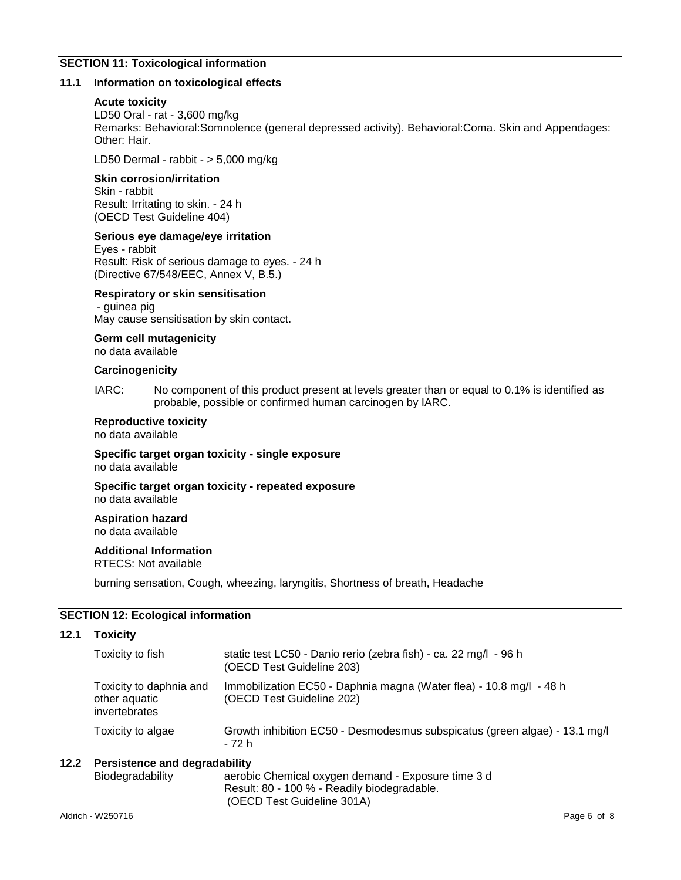## SECTION 11: Toxicological information

### 11.1 Information on toxicological effects

**Acute toxicity**

LD50 Oral - rat - 3,600 mg/kg
Remarks: Behavioral:Somnolence (general depressed activity). Behavioral:Coma. Skin and Appendages: Other: Hair.

LD50 Dermal - rabbit - > 5,000 mg/kg

**Skin corrosion/irritation**

Skin - rabbit
Result: Irritating to skin. - 24 h
(OECD Test Guideline 404)

**Serious eye damage/eye irritation**

Eyes - rabbit
Result: Risk of serious damage to eyes. - 24 h
(Directive 67/548/EEC, Annex V, B.5.)

**Respiratory or skin sensitisation**

- guinea pig
May cause sensitisation by skin contact.

**Germ cell mutagenicity**

no data available

**Carcinogenicity**

IARC: No component of this product present at levels greater than or equal to 0.1% is identified as probable, possible or confirmed human carcinogen by IARC.

**Reproductive toxicity**

no data available

**Specific target organ toxicity - single exposure**

no data available

**Specific target organ toxicity - repeated exposure**

no data available

**Aspiration hazard**

no data available

**Additional Information**

RTECS: Not available

burning sensation, Cough, wheezing, laryngitis, Shortness of breath, Headache

## SECTION 12: Ecological information

### 12.1 Toxicity

| | |
|---|---|
| Toxicity to fish | static test LC50 - Danio rerio (zebra fish) - ca. 22 mg/l - 96 h (OECD Test Guideline 203) |
| Toxicity to daphnia and other aquatic invertebrates | Immobilization EC50 - Daphnia magna (Water flea) - 10.8 mg/l - 48 h (OECD Test Guideline 202) |
| Toxicity to algae | Growth inhibition EC50 - Desmodesmus subspicatus (green algae) - 13.1 mg/l - 72 h |

### 12.2 Persistence and degradability

| | |
|---|---|
| Biodegradability | aerobic Chemical oxygen demand - Exposure time 3 d<br>Result: 80 - 100 % - Readily biodegradable.<br>(OECD Test Guideline 301A) |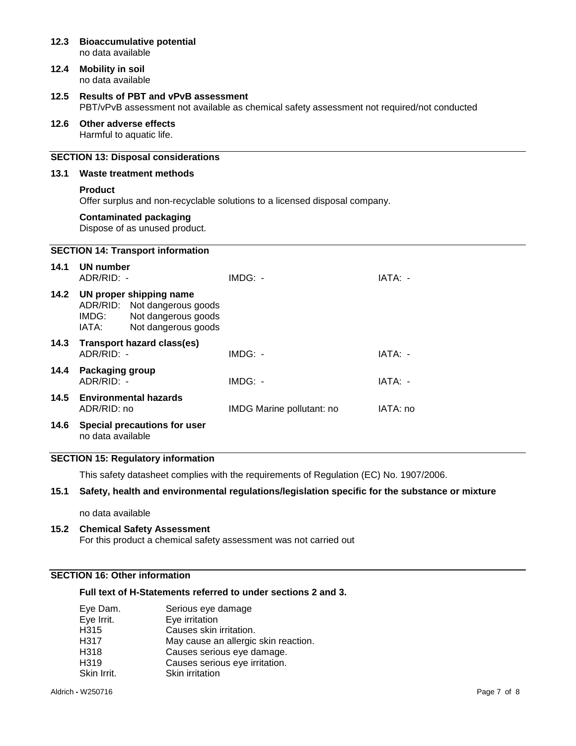**12.3 Bioaccumulative potential**
no data available

**12.4 Mobility in soil**
no data available

**12.5 Results of PBT and vPvB assessment**
PBT/vPvB assessment not available as chemical safety assessment not required/not conducted

**12.6 Other adverse effects**
Harmful to aquatic life.

## SECTION 13: Disposal considerations

**13.1 Waste treatment methods**

**Product**
Offer surplus and non-recyclable solutions to a licensed disposal company.

**Contaminated packaging**
Dispose of as unused product.

## SECTION 14: Transport information

**14.1 UN number**

| ADR/RID: - | IMDG: - | IATA: - |
|---|---|---|

**14.2 UN proper shipping name**

| | |
|---|---|
| ADR/RID: | Not dangerous goods |
| IMDG: | Not dangerous goods |
| IATA: | Not dangerous goods |

**14.3 Transport hazard class(es)**

| ADR/RID: - | IMDG: - | IATA: - |
|---|---|---|

**14.4 Packaging group**

| ADR/RID: - | IMDG: - | IATA: - |
|---|---|---|

**14.5 Environmental hazards**

| ADR/RID: no | IMDG Marine pollutant: no | IATA: no |
|---|---|---|

**14.6 Special precautions for user**
no data available

## SECTION 15: Regulatory information

This safety datasheet complies with the requirements of Regulation (EC) No. 1907/2006.

**15.1 Safety, health and environmental regulations/legislation specific for the substance or mixture**

no data available

**15.2 Chemical Safety Assessment**
For this product a chemical safety assessment was not carried out

## SECTION 16: Other information

**Full text of H-Statements referred to under sections 2 and 3.**

| | |
|---|---|
| Eye Dam. | Serious eye damage |
| Eye Irrit. | Eye irritation |
| H315 | Causes skin irritation. |
| H317 | May cause an allergic skin reaction. |
| H318 | Causes serious eye damage. |
| H319 | Causes serious eye irritation. |
| Skin Irrit. | Skin irritation |

Aldrich - W250716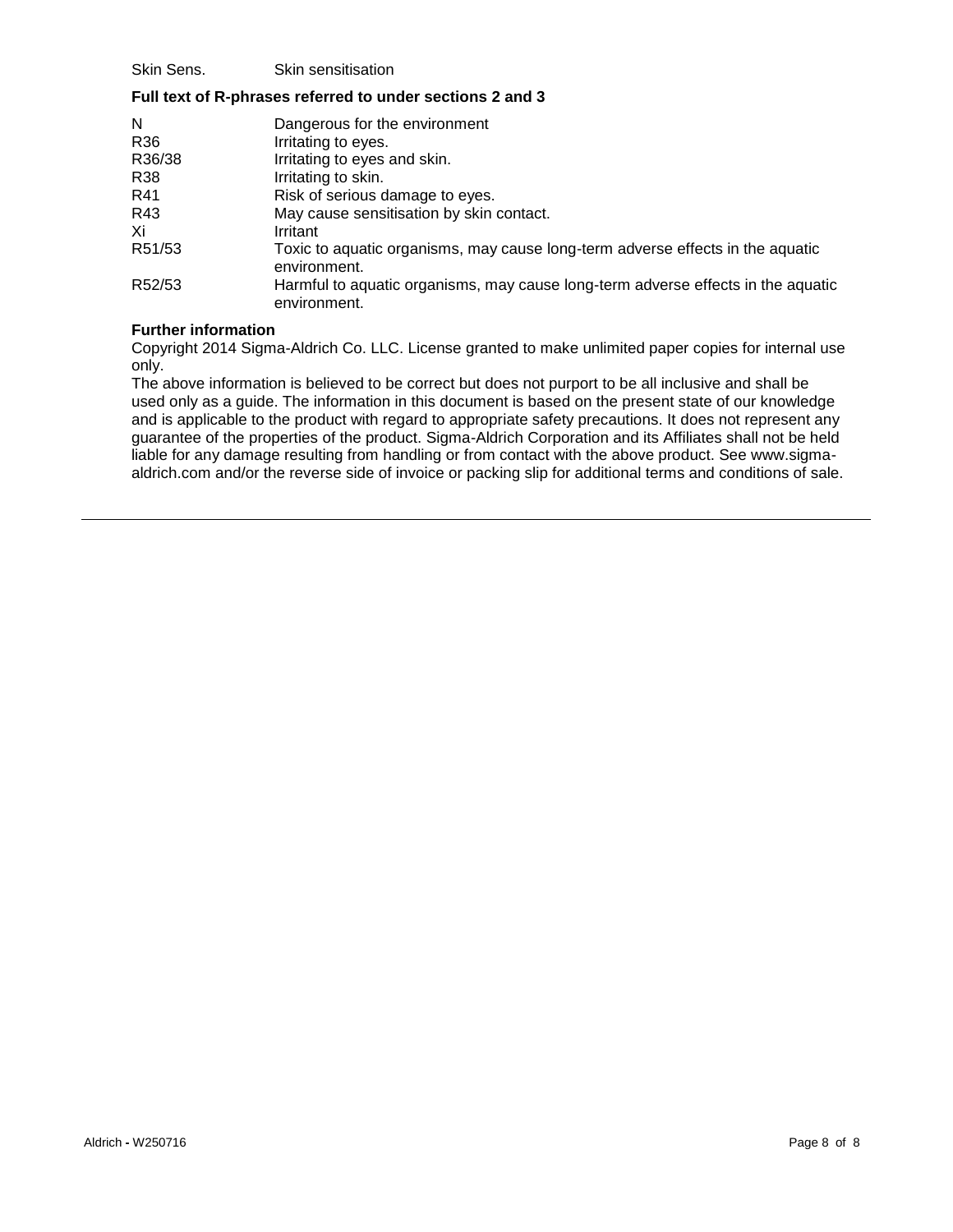| | |
|---|---|
| Skin Sens. | Skin sensitisation |

**Full text of R-phrases referred to under sections 2 and 3**

| | |
|---|---|
| N | Dangerous for the environment |
| R36 | Irritating to eyes. |
| R36/38 | Irritating to eyes and skin. |
| R38 | Irritating to skin. |
| R41 | Risk of serious damage to eyes. |
| R43 | May cause sensitisation by skin contact. |
| Xi | Irritant |
| R51/53 | Toxic to aquatic organisms, may cause long-term adverse effects in the aquatic environment. |
| R52/53 | Harmful to aquatic organisms, may cause long-term adverse effects in the aquatic environment. |

**Further information**

Copyright 2014 Sigma-Aldrich Co. LLC. License granted to make unlimited paper copies for internal use only.

The above information is believed to be correct but does not purport to be all inclusive and shall be used only as a guide. The information in this document is based on the present state of our knowledge and is applicable to the product with regard to appropriate safety precautions. It does not represent any guarantee of the properties of the product. Sigma-Aldrich Corporation and its Affiliates shall not be held liable for any damage resulting from handling or from contact with the above product. See www.sigma-aldrich.com and/or the reverse side of invoice or packing slip for additional terms and conditions of sale.